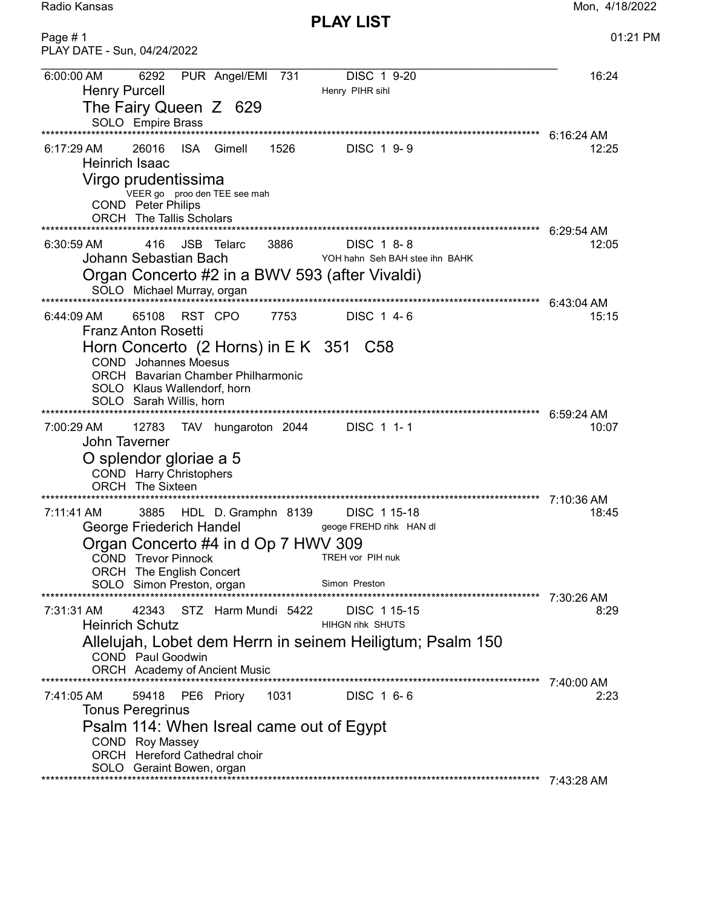# PLAY LIST

Radio Kansas — Mon, 4/18/2022 — 01:21 PM

PLAY DATE - Sun, 04/24/2022

---

**6:00:00 AM** 6292 PUR Angel/EMI 731 DISC 1 9-20 — 16:24

Henry Purcell — Henry PIHR sihl

### The Fairy Queen Z 629

SOLO Empire Brass

*************** 6:16:24 AM

**6:17:29 AM** 26016 ISA Gimell 1526 DISC 1 9-9 — 12:25

Heinrich Isaac

### Virgo prudentissima

VEER go proo den TEE see mah

COND Peter Philips
ORCH The Tallis Scholars

*************** 6:29:54 AM

**6:30:59 AM** 416 JSB Telarc 3886 DISC 1 8-8 — 12:05

Johann Sebastian Bach — YOH hahn Seh BAH stee ihn BAHK

### Organ Concerto #2 in a BWV 593 (after Vivaldi)

SOLO Michael Murray, organ

*************** 6:43:04 AM

**6:44:09 AM** 65108 RST CPO 7753 DISC 1 4-6 — 15:15

Franz Anton Rosetti

### Horn Concerto (2 Horns) in E K 351 C58

COND Johannes Moesus
ORCH Bavarian Chamber Philharmonic
SOLO Klaus Wallendorf, horn
SOLO Sarah Willis, horn

*************** 6:59:24 AM

**7:00:29 AM** 12783 TAV hungaroton 2044 DISC 1 1-1 — 10:07

John Taverner

### O splendor gloriae a 5

COND Harry Christophers
ORCH The Sixteen

*************** 7:10:36 AM

**7:11:41 AM** 3885 HDL D. Gramphn 8139 DISC 1 15-18 — 18:45

George Friederich Handel — geoge FREHD rihk HAN dl

### Organ Concerto #4 in d Op 7 HWV 309

COND Trevor Pinnock — TREH vor PIH nuk
ORCH The English Concert
SOLO Simon Preston, organ — Simon Preston

*************** 7:30:26 AM

**7:31:31 AM** 42343 STZ Harm Mundi 5422 DISC 1 15-15 — 8:29

Heinrich Schutz — HIHGN rihk SHUTS

### Allelujah, Lobet dem Herrn in seinem Heiligtum; Psalm 150

COND Paul Goodwin
ORCH Academy of Ancient Music

*************** 7:40:00 AM

**7:41:05 AM** 59418 PE6 Priory 1031 DISC 1 6-6 — 2:23

Tonus Peregrinus

### Psalm 114: When Isreal came out of Egypt

COND Roy Massey
ORCH Hereford Cathedral choir
SOLO Geraint Bowen, organ

*************** 7:43:28 AM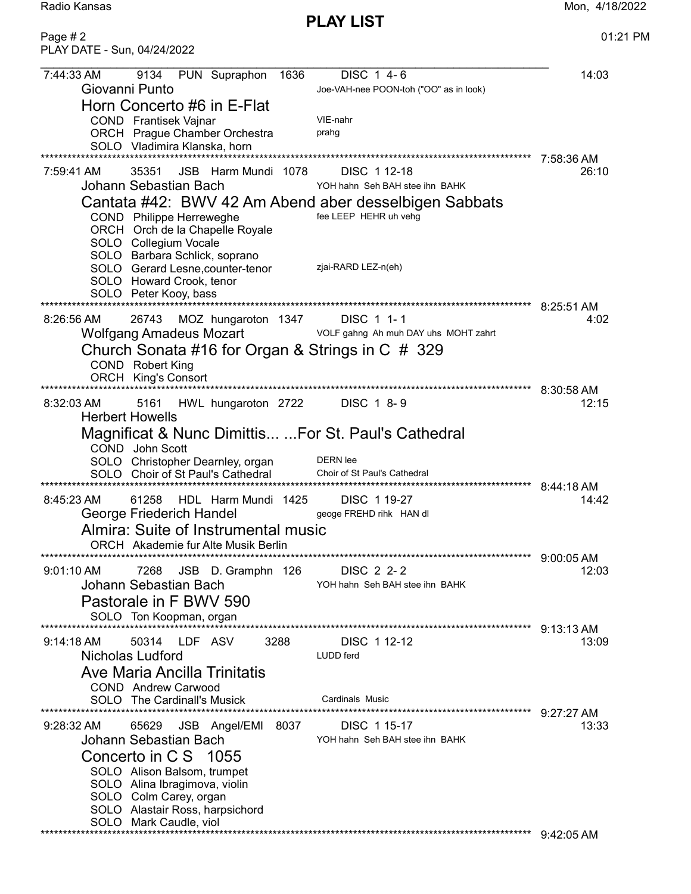PLAY DATE - Sun, 04/24/2022

---

7:44:33 AM 9134 PUN Supraphon 1636 DISC 1 4- 6 14:03

Giovanni Punto — Joe-VAH-nee POON-toh ("OO" as in look)

**Horn Concerto #6 in E-Flat**

COND Frantisek Vajnar — VIE-nahr
ORCH Prague Chamber Orchestra — prahg
SOLO Vladimira Klanska, horn

7:58:36 AM

---

7:59:41 AM 35351 JSB Harm Mundi 1078 DISC 1 12-18 26:10

Johann Sebastian Bach — YOH hahn Seh BAH stee ihn BAHK

**Cantata #42: BWV 42 Am Abend aber desselbigen Sabbats**

COND Philippe Herreweghe — fee LEEP HEHR uh vehg
ORCH Orch de la Chapelle Royale
SOLO Collegium Vocale
SOLO Barbara Schlick, soprano
SOLO Gerard Lesne,counter-tenor — zjai-RARD LEZ-n(eh)
SOLO Howard Crook, tenor
SOLO Peter Kooy, bass

8:25:51 AM

---

8:26:56 AM 26743 MOZ hungaroton 1347 DISC 1 1- 1 4:02

Wolfgang Amadeus Mozart — VOLF gahng Ah muh DAY uhs MOHT zahrt

**Church Sonata #16 for Organ & Strings in C # 329**

COND Robert King
ORCH King's Consort

8:30:58 AM

---

8:32:03 AM 5161 HWL hungaroton 2722 DISC 1 8- 9 12:15

Herbert Howells

**Magnificat & Nunc Dimittis... ...For St. Paul's Cathedral**

COND John Scott
SOLO Christopher Dearnley, organ — DERN lee
SOLO Choir of St Paul's Cathedral — Choir of St Paul's Cathedral

8:44:18 AM

---

8:45:23 AM 61258 HDL Harm Mundi 1425 DISC 1 19-27 14:42

George Friederich Handel — geoge FREHD rihk HAN dl

**Almira: Suite of Instrumental music**

ORCH Akademie fur Alte Musik Berlin

9:00:05 AM

---

9:01:10 AM 7268 JSB D. Gramphn 126 DISC 2 2- 2 12:03

Johann Sebastian Bach — YOH hahn Seh BAH stee ihn BAHK

**Pastorale in F BWV 590**

SOLO Ton Koopman, organ

9:13:13 AM

---

9:14:18 AM 50314 LDF ASV 3288 DISC 1 12-12 13:09

Nicholas Ludford — LUDD ferd

**Ave Maria Ancilla Trinitatis**

COND Andrew Carwood
SOLO The Cardinall's Musick — Cardinals Music

9:27:27 AM

---

9:28:32 AM 65629 JSB Angel/EMI 8037 DISC 1 15-17 13:33

Johann Sebastian Bach — YOH hahn Seh BAH stee ihn BAHK

**Concerto in C S 1055**

SOLO Alison Balsom, trumpet
SOLO Alina Ibragimova, violin
SOLO Colm Carey, organ
SOLO Alastair Ross, harpsichord
SOLO Mark Caudle, viol

9:42:05 AM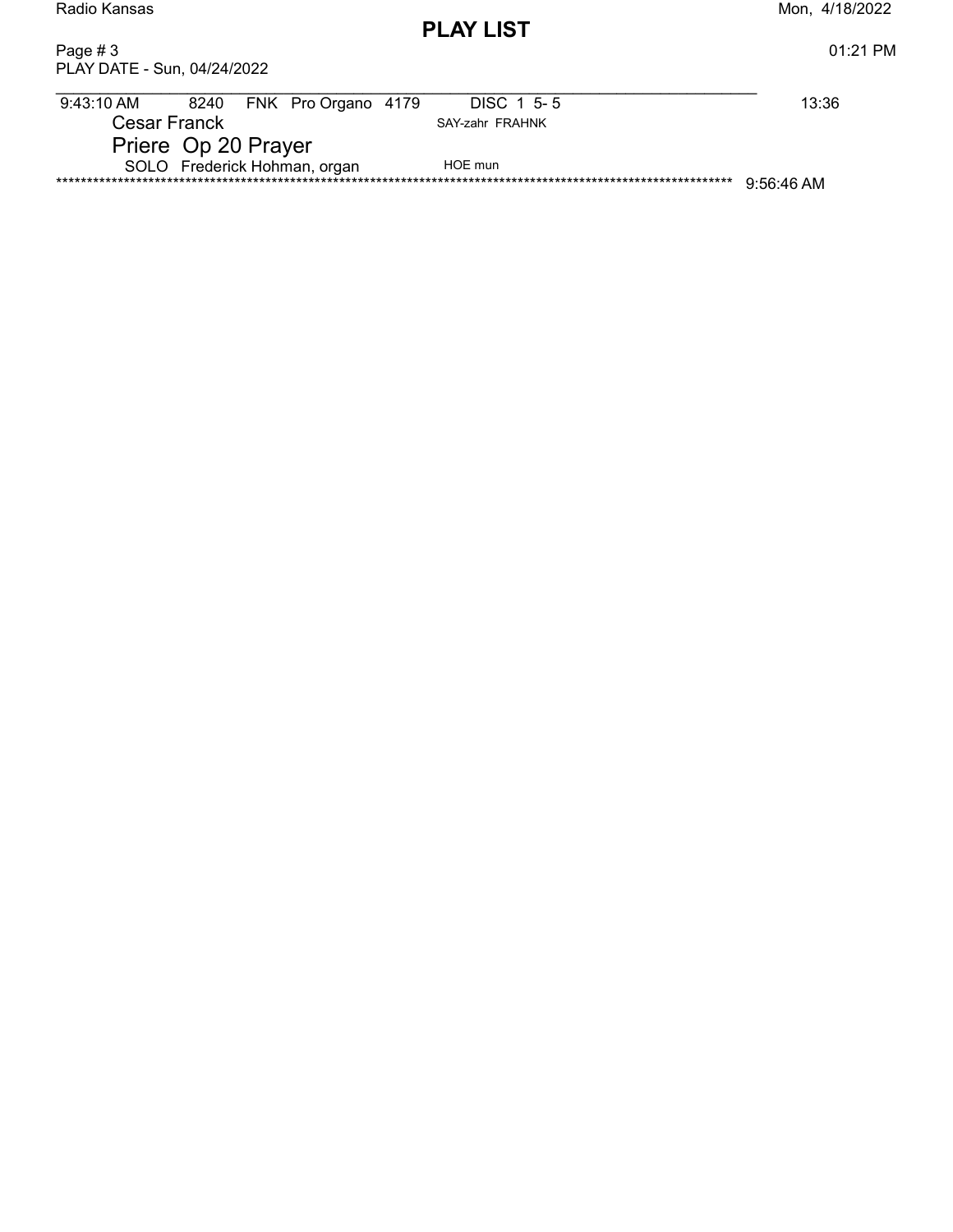PLAY DATE - Sun, 04/24/2022

9:43:10 AM 8240 FNK Pro Organo 4179 DISC 1 5- 5 13:36

Cesar Franck SAY-zahr FRAHNK

Priere Op 20 Prayer

SOLO Frederick Hohman, organ HOE mun

************************************************************************************************************** 9:56:46 AM